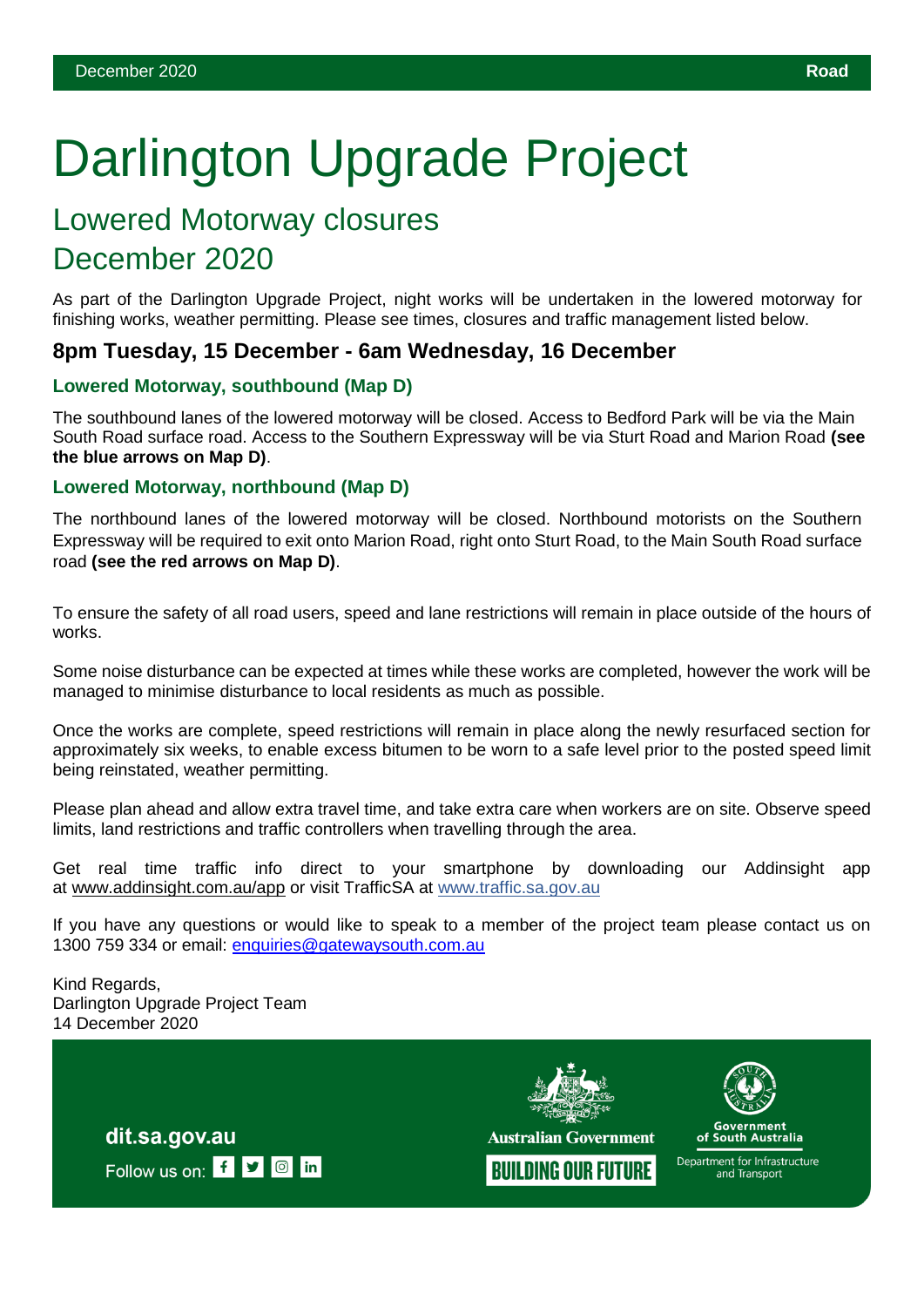# Darlington Upgrade Project

## Lowered Motorway closures December 2020

As part of the Darlington Upgrade Project, night works will be undertaken in the lowered motorway for finishing works, weather permitting. Please see times, closures and traffic management listed below.

### 8pm Tuesday, 15 December - 6am Wednesday, 16 December

#### Lowered Motorway, southbound (Map D)

The southbound lanes of the lowered motorway will be closed. Access to Bedford Park will be via the Main South Road surface road. Access to the Southern Expressway will be via Sturt Road and Marion Road **(see the blue arrows on Map D)**.

#### Lowered Motorway, northbound (Map D)

The northbound lanes of the lowered motorway will be closed. Northbound motorists on the Southern Expressway will be required to exit onto Marion Road, right onto Sturt Road, to the Main South Road surface road **(see the red arrows on Map D)**.

To ensure the safety of all road users, speed and lane restrictions will remain in place outside of the hours of works.

Some noise disturbance can be expected at times while these works are completed, however the work will be managed to minimise disturbance to local residents as much as possible.

Once the works are complete, speed restrictions will remain in place along the newly resurfaced section for approximately six weeks, to enable excess bitumen to be worn to a safe level prior to the posted speed limit being reinstated, weather permitting.

Please plan ahead and allow extra travel time, and take extra care when workers are on site. Observe speed limits, land restrictions and traffic controllers when travelling through the area.

Get real time traffic info direct to your smartphone by downloading our Addinsight app at www.addinsight.com.au/app or visit TrafficSA at www.traffic.sa.gov.au

If you have any questions or would like to speak to a member of the project team please contact us on 1300 759 334 or email: enquiries@gatewaysouth.com.au

Kind Regards,
Darlington Upgrade Project Team
14 December 2020

dit.sa.gov.au
Follow us on:

Australian Government
BUILDING OUR FUTURE

Government of South Australia
Department for Infrastructure and Transport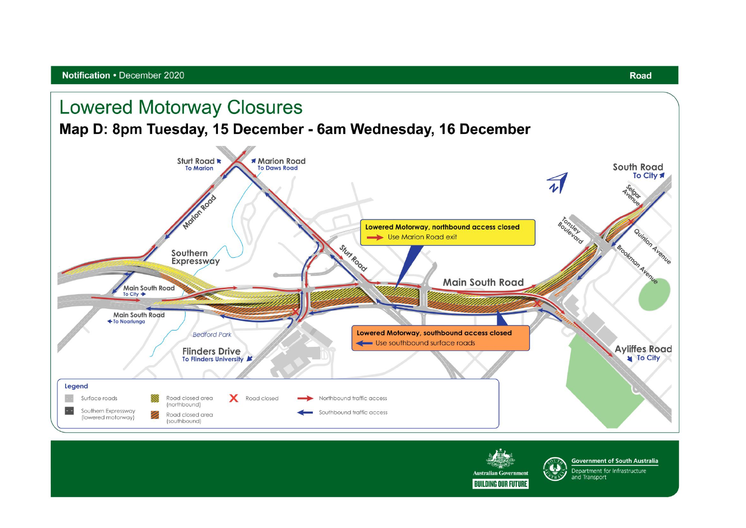Notification • December 2020

Road

# Lowered Motorway Closures

## Map D: 8pm Tuesday, 15 December - 6am Wednesday, 16 December

Sturt Road To Marion

Marion Road To Daws Road

Marion Road

Southern Expressway

Sturt Road

Main South Road To City

Main South Road To Noarlunga

Bedford Park

Flinders Drive To Flinders University

Main South Road

South Road To City

Selgar Avenue

Tonsley Boulevard

Quinlan Avenue

Brookman Avenue

Ayliffes Road To City

**Lowered Motorway, northbound access closed**
Use Marion Road exit

**Lowered Motorway, southbound access closed**
Use southbound surface roads

**Legend**

- Surface roads
- Southern Expressway (lowered motorway)
- Road closed area (northbound)
- Road closed area (southbound)
- Road closed
- Northbound traffic access
- Southbound traffic access

Australian Government BUILDING OUR FUTURE

Government of South Australia
Department for Infrastructure and Transport